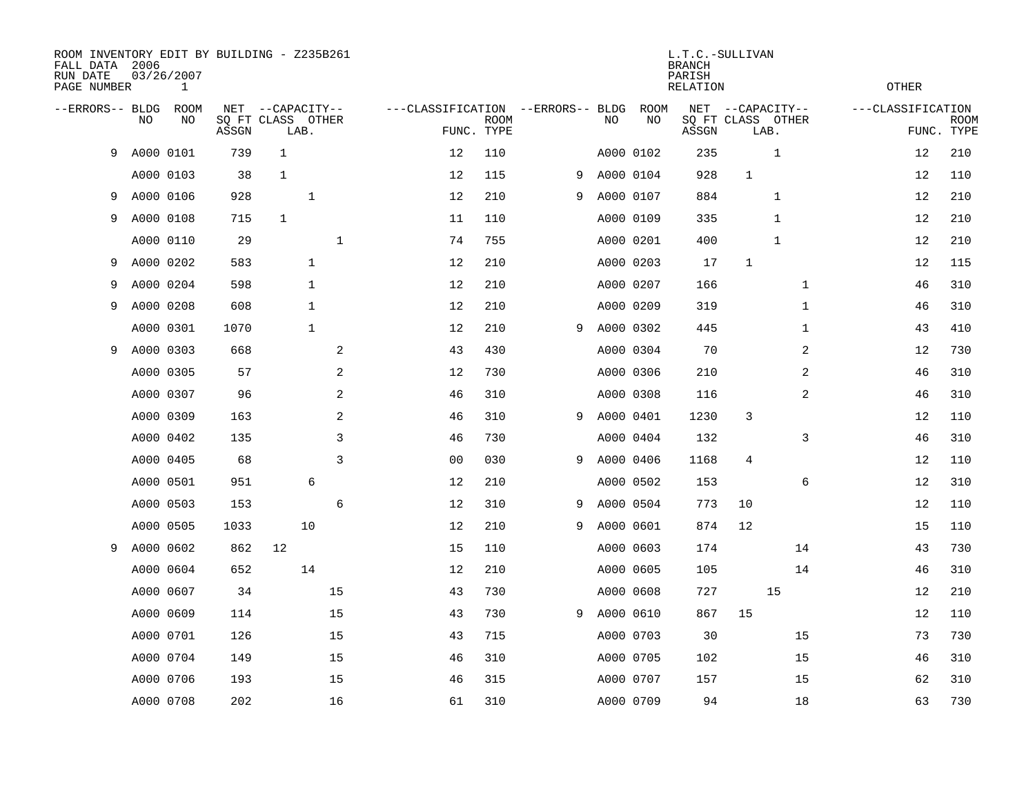ROOM INVENTORY EDIT BY BUILDING - Z235B261
FALL DATA 2006
RUN DATE 03/26/2007
PAGE NUMBER 1

L.T.C.-SULLIVAN
BRANCH
PARISH
RELATION

OTHER

| --ERRORS-- | BLDG NO | ROOM NO | NET SQ FT ASSGN | CAPACITY CLASS LAB. | CAPACITY OTHER | | CLASSIFICATION FUNC. | ROOM TYPE | --ERRORS-- | BLDG NO | ROOM NO | NET SQ FT ASSGN | CAPACITY CLASS LAB. | CAPACITY OTHER | | CLASSIFICATION FUNC. | ROOM TYPE |
|---|---|---|---|---|---|---|---|---|---|---|---|---|---|---|---|---|---|
| 9 | A000 | 0101 | 739 | 1 | | | 12 | 110 | | A000 | 0102 | 235 | | 1 | | 12 | 210 |
| | A000 | 0103 | 38 | 1 | | | 12 | 115 | 9 | A000 | 0104 | 928 | 1 | | | 12 | 110 |
| 9 | A000 | 0106 | 928 | | 1 | | 12 | 210 | 9 | A000 | 0107 | 884 | | 1 | | 12 | 210 |
| 9 | A000 | 0108 | 715 | 1 | | | 11 | 110 | | A000 | 0109 | 335 | | 1 | | 12 | 210 |
| | A000 | 0110 | 29 | | | 1 | 74 | 755 | | A000 | 0201 | 400 | | 1 | | 12 | 210 |
| 9 | A000 | 0202 | 583 | | 1 | | 12 | 210 | | A000 | 0203 | 17 | 1 | | | 12 | 115 |
| 9 | A000 | 0204 | 598 | | 1 | | 12 | 210 | | A000 | 0207 | 166 | | | 1 | 46 | 310 |
| 9 | A000 | 0208 | 608 | | 1 | | 12 | 210 | | A000 | 0209 | 319 | | | 1 | 46 | 310 |
| | A000 | 0301 | 1070 | | 1 | | 12 | 210 | 9 | A000 | 0302 | 445 | | | 1 | 43 | 410 |
| 9 | A000 | 0303 | 668 | | | 2 | 43 | 430 | | A000 | 0304 | 70 | | | 2 | 12 | 730 |
| | A000 | 0305 | 57 | | | 2 | 12 | 730 | | A000 | 0306 | 210 | | | 2 | 46 | 310 |
| | A000 | 0307 | 96 | | | 2 | 46 | 310 | | A000 | 0308 | 116 | | | 2 | 46 | 310 |
| | A000 | 0309 | 163 | | | 2 | 46 | 310 | 9 | A000 | 0401 | 1230 | 3 | | | 12 | 110 |
| | A000 | 0402 | 135 | | | 3 | 46 | 730 | | A000 | 0404 | 132 | | | 3 | 46 | 310 |
| | A000 | 0405 | 68 | | | 3 | 00 | 030 | 9 | A000 | 0406 | 1168 | 4 | | | 12 | 110 |
| | A000 | 0501 | 951 | | 6 | | 12 | 210 | | A000 | 0502 | 153 | | | 6 | 12 | 310 |
| | A000 | 0503 | 153 | | | 6 | 12 | 310 | 9 | A000 | 0504 | 773 | 10 | | | 12 | 110 |
| | A000 | 0505 | 1033 | | 10 | | 12 | 210 | 9 | A000 | 0601 | 874 | 12 | | | 15 | 110 |
| 9 | A000 | 0602 | 862 | 12 | | | 15 | 110 | | A000 | 0603 | 174 | | | 14 | 43 | 730 |
| | A000 | 0604 | 652 | | 14 | | 12 | 210 | | A000 | 0605 | 105 | | | 14 | 46 | 310 |
| | A000 | 0607 | 34 | | | 15 | 43 | 730 | | A000 | 0608 | 727 | | 15 | | 12 | 210 |
| | A000 | 0609 | 114 | | | 15 | 43 | 730 | 9 | A000 | 0610 | 867 | 15 | | | 12 | 110 |
| | A000 | 0701 | 126 | | | 15 | 43 | 715 | | A000 | 0703 | 30 | | | 15 | 73 | 730 |
| | A000 | 0704 | 149 | | | 15 | 46 | 310 | | A000 | 0705 | 102 | | | 15 | 46 | 310 |
| | A000 | 0706 | 193 | | | 15 | 46 | 315 | | A000 | 0707 | 157 | | | 15 | 62 | 310 |
| | A000 | 0708 | 202 | | | 16 | 61 | 310 | | A000 | 0709 | 94 | | | 18 | 63 | 730 |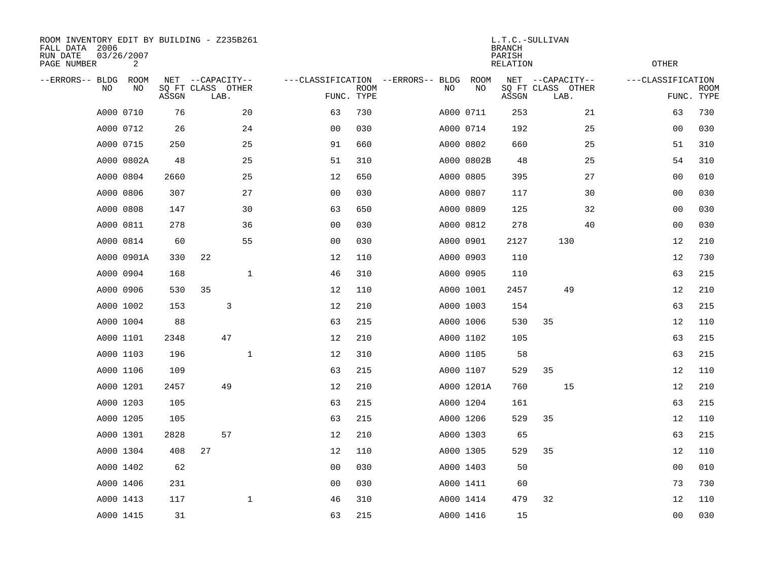ROOM INVENTORY EDIT BY BUILDING - Z235B261
FALL DATA 2006
RUN DATE 03/26/2007
PAGE NUMBER 2

L.T.C.-SULLIVAN
BRANCH
PARISH
RELATION
OTHER

| --ERRORS-- | BLDG NO | ROOM NO | NET SQ FT ASSGN | CAPACITY CLASS | CAPACITY LAB. | CAPACITY OTHER | CLASSIFICATION FUNC. | ROOM TYPE | --ERRORS-- | BLDG NO | ROOM NO | NET SQ FT ASSGN | CAPACITY CLASS | CAPACITY LAB. | CAPACITY OTHER | CLASSIFICATION FUNC. | ROOM TYPE |
|---|---|---|---|---|---|---|---|---|---|---|---|---|---|---|---|---|---|
| | A000 | 0710 | 76 | | | 20 | 63 | 730 | | A000 | 0711 | 253 | | | 21 | 63 | 730 |
| | A000 | 0712 | 26 | | | 24 | 00 | 030 | | A000 | 0714 | 192 | | | 25 | 00 | 030 |
| | A000 | 0715 | 250 | | | 25 | 91 | 660 | | A000 | 0802 | 660 | | | 25 | 51 | 310 |
| | A000 | 0802A | 48 | | | 25 | 51 | 310 | | A000 | 0802B | 48 | | | 25 | 54 | 310 |
| | A000 | 0804 | 2660 | | | 25 | 12 | 650 | | A000 | 0805 | 395 | | | 27 | 00 | 010 |
| | A000 | 0806 | 307 | | | 27 | 00 | 030 | | A000 | 0807 | 117 | | | 30 | 00 | 030 |
| | A000 | 0808 | 147 | | | 30 | 63 | 650 | | A000 | 0809 | 125 | | | 32 | 00 | 030 |
| | A000 | 0811 | 278 | | | 36 | 00 | 030 | | A000 | 0812 | 278 | | | 40 | 00 | 030 |
| | A000 | 0814 | 60 | | | 55 | 00 | 030 | | A000 | 0901 | 2127 | | 130 | | 12 | 210 |
| | A000 | 0901A | 330 | 22 | | | 12 | 110 | | A000 | 0903 | 110 | | | | 12 | 730 |
| | A000 | 0904 | 168 | | | 1 | 46 | 310 | | A000 | 0905 | 110 | | | | 63 | 215 |
| | A000 | 0906 | 530 | 35 | | | 12 | 110 | | A000 | 1001 | 2457 | | 49 | | 12 | 210 |
| | A000 | 1002 | 153 | | 3 | | 12 | 210 | | A000 | 1003 | 154 | | | | 63 | 215 |
| | A000 | 1004 | 88 | | | | 63 | 215 | | A000 | 1006 | 530 | 35 | | | 12 | 110 |
| | A000 | 1101 | 2348 | | 47 | | 12 | 210 | | A000 | 1102 | 105 | | | | 63 | 215 |
| | A000 | 1103 | 196 | | | 1 | 12 | 310 | | A000 | 1105 | 58 | | | | 63 | 215 |
| | A000 | 1106 | 109 | | | | 63 | 215 | | A000 | 1107 | 529 | 35 | | | 12 | 110 |
| | A000 | 1201 | 2457 | | 49 | | 12 | 210 | | A000 | 1201A | 760 | | 15 | | 12 | 210 |
| | A000 | 1203 | 105 | | | | 63 | 215 | | A000 | 1204 | 161 | | | | 63 | 215 |
| | A000 | 1205 | 105 | | | | 63 | 215 | | A000 | 1206 | 529 | 35 | | | 12 | 110 |
| | A000 | 1301 | 2828 | | 57 | | 12 | 210 | | A000 | 1303 | 65 | | | | 63 | 215 |
| | A000 | 1304 | 408 | 27 | | | 12 | 110 | | A000 | 1305 | 529 | 35 | | | 12 | 110 |
| | A000 | 1402 | 62 | | | | 00 | 030 | | A000 | 1403 | 50 | | | | 00 | 010 |
| | A000 | 1406 | 231 | | | | 00 | 030 | | A000 | 1411 | 60 | | | | 73 | 730 |
| | A000 | 1413 | 117 | | | 1 | 46 | 310 | | A000 | 1414 | 479 | 32 | | | 12 | 110 |
| | A000 | 1415 | 31 | | | | 63 | 215 | | A000 | 1416 | 15 | | | | 00 | 030 |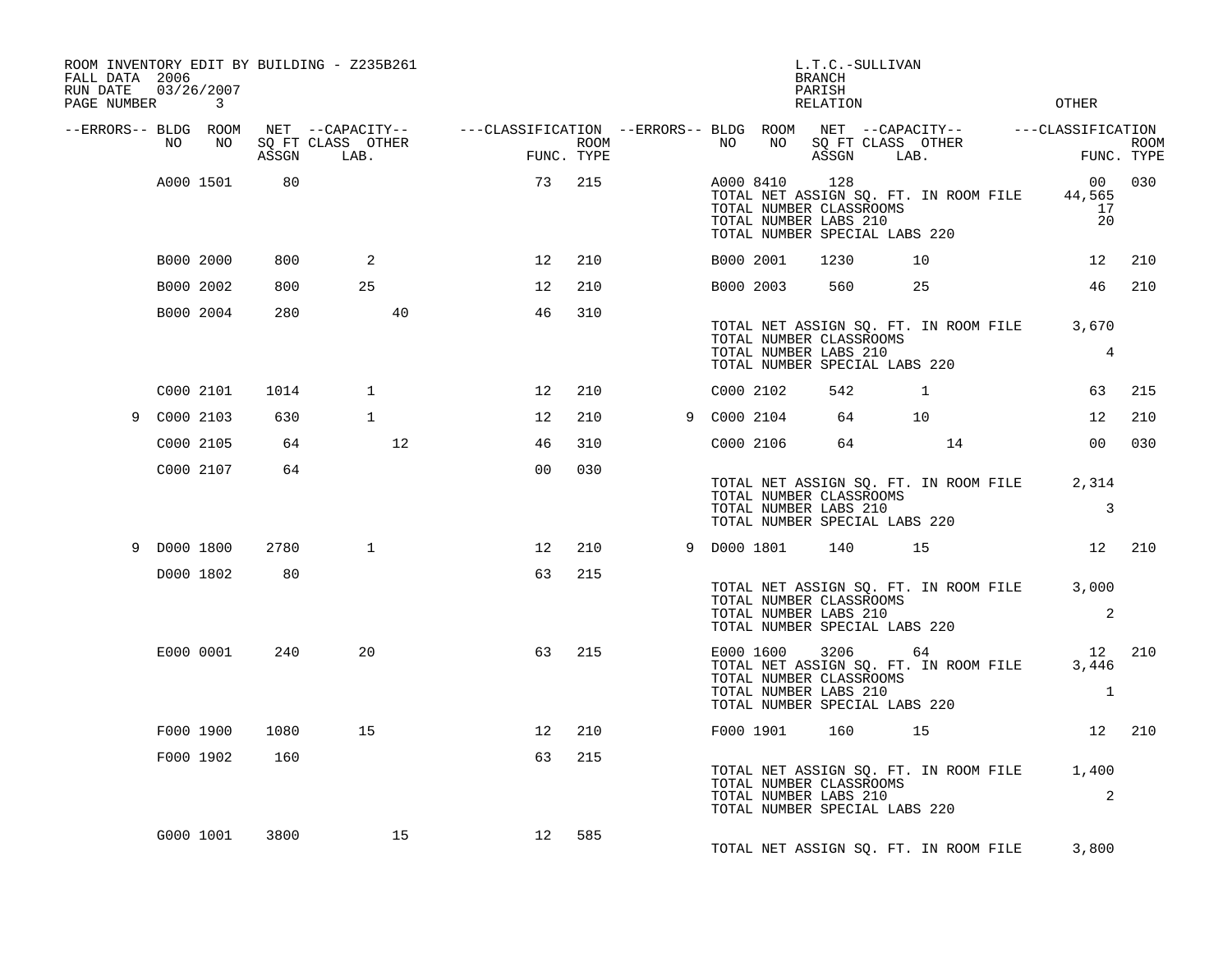ROOM INVENTORY EDIT BY BUILDING - Z235B261
FALL DATA 2006
RUN DATE 03/26/2007
PAGE NUMBER 3

L.T.C.-SULLIVAN
BRANCH
PARISH
RELATION
OTHER

| --ERRORS-- | BLDG NO | ROOM NO | NET SQ FT ASSGN | --CAPACITY-- CLASS | LAB. | OTHER | ---CLASSIFICATION FUNC. | ROOM TYPE | --ERRORS-- | BLDG NO | ROOM NO | NET SQ FT ASSGN | --CAPACITY-- CLASS | LAB. | OTHER | ---CLASSIFICATION FUNC. | ROOM TYPE |
|---|---|---|---|---|---|---|---|---|---|---|---|---|---|---|---|---|---|
| | A000 | 1501 | 80 | | | | 73 | 215 | | A000 | 8410 | 128 | | | | 00 | 030 |
| | | | | | | | | | | TOTAL NET ASSIGN SQ. FT. IN ROOM FILE | | | | | | 44,565 | |
| | | | | | | | | | | TOTAL NUMBER CLASSROOMS | | | | | | 17 | |
| | | | | | | | | | | TOTAL NUMBER LABS 210 | | | | | | 20 | |
| | | | | | | | | | | TOTAL NUMBER SPECIAL LABS 220 | | | | | | | |
| | B000 | 2000 | 800 | 2 | | | 12 | 210 | | B000 | 2001 | 1230 | 10 | | | 12 | 210 |
| | B000 | 2002 | 800 | 25 | | | 12 | 210 | | B000 | 2003 | 560 | 25 | | | 46 | 210 |
| | B000 | 2004 | 280 | | 40 | | 46 | 310 | | | | | | | | | |
| | | | | | | | | | | TOTAL NET ASSIGN SQ. FT. IN ROOM FILE | | | | | | 3,670 | |
| | | | | | | | | | | TOTAL NUMBER CLASSROOMS | | | | | | | |
| | | | | | | | | | | TOTAL NUMBER LABS 210 | | | | | | 4 | |
| | | | | | | | | | | TOTAL NUMBER SPECIAL LABS 220 | | | | | | | |
| | C000 | 2101 | 1014 | 1 | | | 12 | 210 | | C000 | 2102 | 542 | 1 | | | 63 | 215 |
| 9 | C000 | 2103 | 630 | 1 | | | 12 | 210 | 9 | C000 | 2104 | 64 | 10 | | | 12 | 210 |
| | C000 | 2105 | 64 | | 12 | | 46 | 310 | | C000 | 2106 | 64 | | 14 | | 00 | 030 |
| | C000 | 2107 | 64 | | | | 00 | 030 | | | | | | | | | |
| | | | | | | | | | | TOTAL NET ASSIGN SQ. FT. IN ROOM FILE | | | | | | 2,314 | |
| | | | | | | | | | | TOTAL NUMBER CLASSROOMS | | | | | | | |
| | | | | | | | | | | TOTAL NUMBER LABS 210 | | | | | | 3 | |
| | | | | | | | | | | TOTAL NUMBER SPECIAL LABS 220 | | | | | | | |
| 9 | D000 | 1800 | 2780 | 1 | | | 12 | 210 | 9 | D000 | 1801 | 140 | 15 | | | 12 | 210 |
| | D000 | 1802 | 80 | | | | 63 | 215 | | | | | | | | | |
| | | | | | | | | | | TOTAL NET ASSIGN SQ. FT. IN ROOM FILE | | | | | | 3,000 | |
| | | | | | | | | | | TOTAL NUMBER CLASSROOMS | | | | | | | |
| | | | | | | | | | | TOTAL NUMBER LABS 210 | | | | | | 2 | |
| | | | | | | | | | | TOTAL NUMBER SPECIAL LABS 220 | | | | | | | |
| | E000 | 0001 | 240 | 20 | | | 63 | 215 | | E000 | 1600 | 3206 | 64 | | | 12 | 210 |
| | | | | | | | | | | TOTAL NET ASSIGN SQ. FT. IN ROOM FILE | | | | | | 3,446 | |
| | | | | | | | | | | TOTAL NUMBER CLASSROOMS | | | | | | | |
| | | | | | | | | | | TOTAL NUMBER LABS 210 | | | | | | 1 | |
| | | | | | | | | | | TOTAL NUMBER SPECIAL LABS 220 | | | | | | | |
| | F000 | 1900 | 1080 | 15 | | | 12 | 210 | | F000 | 1901 | 160 | 15 | | | 12 | 210 |
| | F000 | 1902 | 160 | | | | 63 | 215 | | | | | | | | | |
| | | | | | | | | | | TOTAL NET ASSIGN SQ. FT. IN ROOM FILE | | | | | | 1,400 | |
| | | | | | | | | | | TOTAL NUMBER CLASSROOMS | | | | | | | |
| | | | | | | | | | | TOTAL NUMBER LABS 210 | | | | | | 2 | |
| | | | | | | | | | | TOTAL NUMBER SPECIAL LABS 220 | | | | | | | |
| | G000 | 1001 | 3800 | | 15 | | 12 | 585 | | | | | | | | | |
| | | | | | | | | | | TOTAL NET ASSIGN SQ. FT. IN ROOM FILE | | | | | | 3,800 | |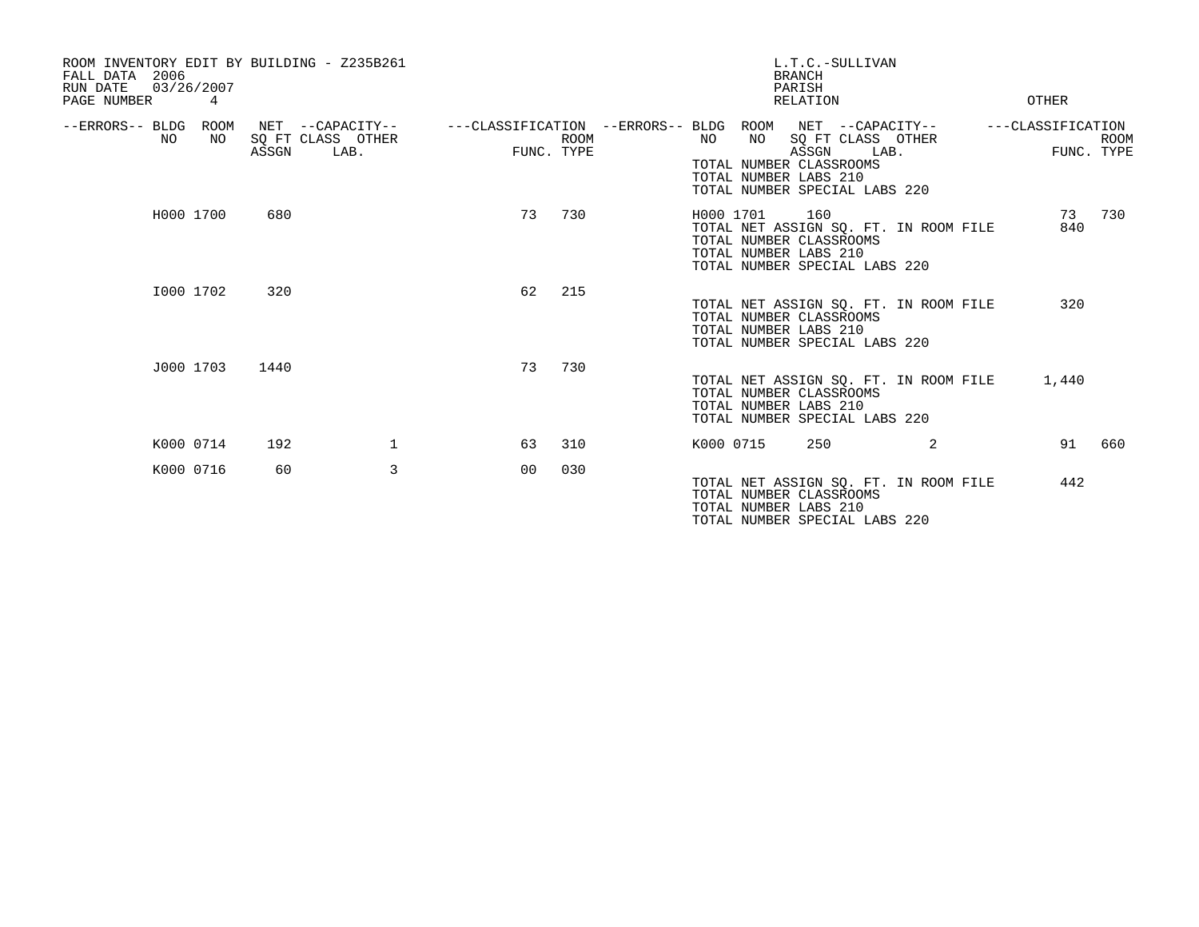ROOM INVENTORY EDIT BY BUILDING - Z235B261
FALL DATA 2006
RUN DATE 03/26/2007
PAGE NUMBER 4

L.T.C.-SULLIVAN
BRANCH
PARISH
RELATION
OTHER

| --ERRORS-- | BLDG NO | ROOM NO | NET SQ FT ASSGN | --CAPACITY-- CLASS LAB. | OTHER | ---CLASSIFICATION FUNC. | ROOM TYPE | --ERRORS-- | BLDG NO | ROOM NO | NET SQ FT ASSGN | --CAPACITY-- CLASS LAB. | OTHER | ---CLASSIFICATION FUNC. | ROOM TYPE |
|---|---|---|---|---|---|---|---|---|---|---|---|---|---|---|---|
| | | | | | | | | | TOTAL NUMBER CLASSROOMS | | | | | | |
| | | | | | | | | | TOTAL NUMBER LABS 210 | | | | | | |
| | | | | | | | | | TOTAL NUMBER SPECIAL LABS 220 | | | | | | |
| | H000 | 1700 | 680 | | | 73 | 730 | | H000 | 1701 | 160 | | | 73 | 730 |
| | | | | | | | | | TOTAL NET ASSIGN SQ. FT. IN ROOM FILE | | | | | 840 | |
| | | | | | | | | | TOTAL NUMBER CLASSROOMS | | | | | | |
| | | | | | | | | | TOTAL NUMBER LABS 210 | | | | | | |
| | | | | | | | | | TOTAL NUMBER SPECIAL LABS 220 | | | | | | |
| | I000 | 1702 | 320 | | | 62 | 215 | | | | | | | | |
| | | | | | | | | | TOTAL NET ASSIGN SQ. FT. IN ROOM FILE | | | | | 320 | |
| | | | | | | | | | TOTAL NUMBER CLASSROOMS | | | | | | |
| | | | | | | | | | TOTAL NUMBER LABS 210 | | | | | | |
| | | | | | | | | | TOTAL NUMBER SPECIAL LABS 220 | | | | | | |
| | J000 | 1703 | 1440 | | | 73 | 730 | | | | | | | | |
| | | | | | | | | | TOTAL NET ASSIGN SQ. FT. IN ROOM FILE | | | | | 1,440 | |
| | | | | | | | | | TOTAL NUMBER CLASSROOMS | | | | | | |
| | | | | | | | | | TOTAL NUMBER LABS 210 | | | | | | |
| | | | | | | | | | TOTAL NUMBER SPECIAL LABS 220 | | | | | | |
| | K000 | 0714 | 192 | | 1 | 63 | 310 | | K000 | 0715 | 250 | | 2 | 91 | 660 |
| | K000 | 0716 | 60 | | 3 | 00 | 030 | | | | | | | | |
| | | | | | | | | | TOTAL NET ASSIGN SQ. FT. IN ROOM FILE | | | | | 442 | |
| | | | | | | | | | TOTAL NUMBER CLASSROOMS | | | | | | |
| | | | | | | | | | TOTAL NUMBER LABS 210 | | | | | | |
| | | | | | | | | | TOTAL NUMBER SPECIAL LABS 220 | | | | | | |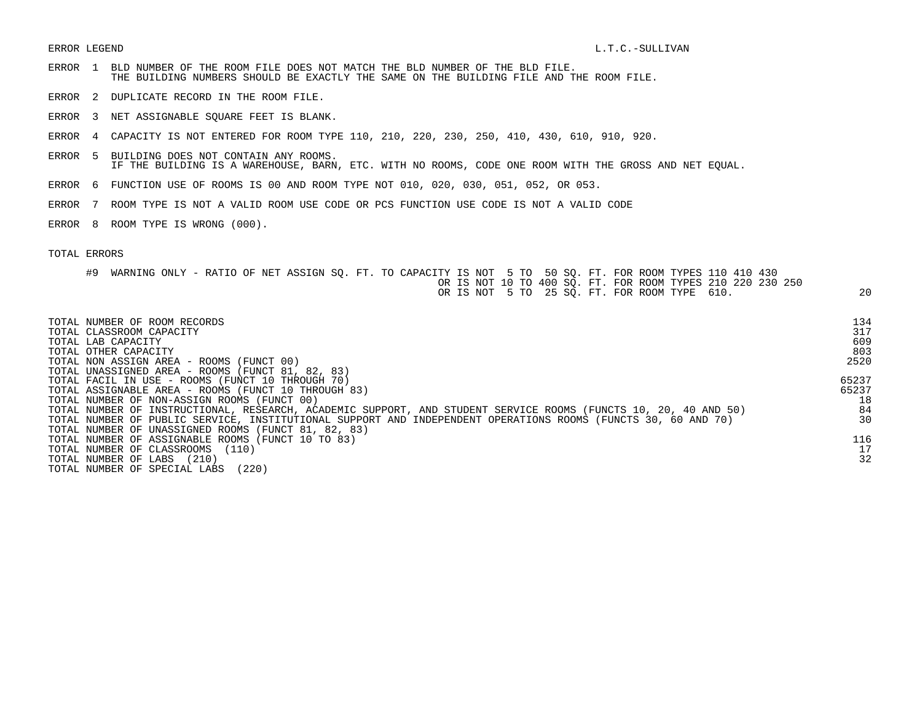ERROR LEGEND

L.T.C.-SULLIVAN

ERROR 1 BLD NUMBER OF THE ROOM FILE DOES NOT MATCH THE BLD NUMBER OF THE BLD FILE.
THE BUILDING NUMBERS SHOULD BE EXACTLY THE SAME ON THE BUILDING FILE AND THE ROOM FILE.

ERROR 2 DUPLICATE RECORD IN THE ROOM FILE.

ERROR 3 NET ASSIGNABLE SQUARE FEET IS BLANK.

ERROR 4 CAPACITY IS NOT ENTERED FOR ROOM TYPE 110, 210, 220, 230, 250, 410, 430, 610, 910, 920.

ERROR 5 BUILDING DOES NOT CONTAIN ANY ROOMS.
IF THE BUILDING IS A WAREHOUSE, BARN, ETC. WITH NO ROOMS, CODE ONE ROOM WITH THE GROSS AND NET EQUAL.

ERROR 6 FUNCTION USE OF ROOMS IS 00 AND ROOM TYPE NOT 010, 020, 030, 051, 052, OR 053.

ERROR 7 ROOM TYPE IS NOT A VALID ROOM USE CODE OR PCS FUNCTION USE CODE IS NOT A VALID CODE

ERROR 8 ROOM TYPE IS WRONG (000).

TOTAL ERRORS

#9 WARNING ONLY - RATIO OF NET ASSIGN SQ. FT. TO CAPACITY IS NOT 5 TO 50 SQ. FT. FOR ROOM TYPES 110 410 430
OR IS NOT 10 TO 400 SQ. FT. FOR ROOM TYPES 210 220 230 250
OR IS NOT 5 TO 25 SQ. FT. FOR ROOM TYPE 610. 20

| | |
|---|---|
| TOTAL NUMBER OF ROOM RECORDS | 134 |
| TOTAL CLASSROOM CAPACITY | 317 |
| TOTAL LAB CAPACITY | 609 |
| TOTAL OTHER CAPACITY | 803 |
| TOTAL NON ASSIGN AREA - ROOMS (FUNCT 00) | 2520 |
| TOTAL UNASSIGNED AREA - ROOMS (FUNCT 81, 82, 83) | |
| TOTAL FACIL IN USE - ROOMS (FUNCT 10 THROUGH 70) | 65237 |
| TOTAL ASSIGNABLE AREA - ROOMS (FUNCT 10 THROUGH 83) | 65237 |
| TOTAL NUMBER OF NON-ASSIGN ROOMS (FUNCT 00) | 18 |
| TOTAL NUMBER OF INSTRUCTIONAL, RESEARCH, ACADEMIC SUPPORT, AND STUDENT SERVICE ROOMS (FUNCTS 10, 20, 40 AND 50) | 84 |
| TOTAL NUMBER OF PUBLIC SERVICE, INSTITUTIONAL SUPPORT AND INDEPENDENT OPERATIONS ROOMS (FUNCTS 30, 60 AND 70) | 30 |
| TOTAL NUMBER OF UNASSIGNED ROOMS (FUNCT 81, 82, 83) | |
| TOTAL NUMBER OF ASSIGNABLE ROOMS (FUNCT 10 TO 83) | 116 |
| TOTAL NUMBER OF CLASSROOMS (110) | 17 |
| TOTAL NUMBER OF LABS (210) | 32 |
| TOTAL NUMBER OF SPECIAL LABS (220) | |